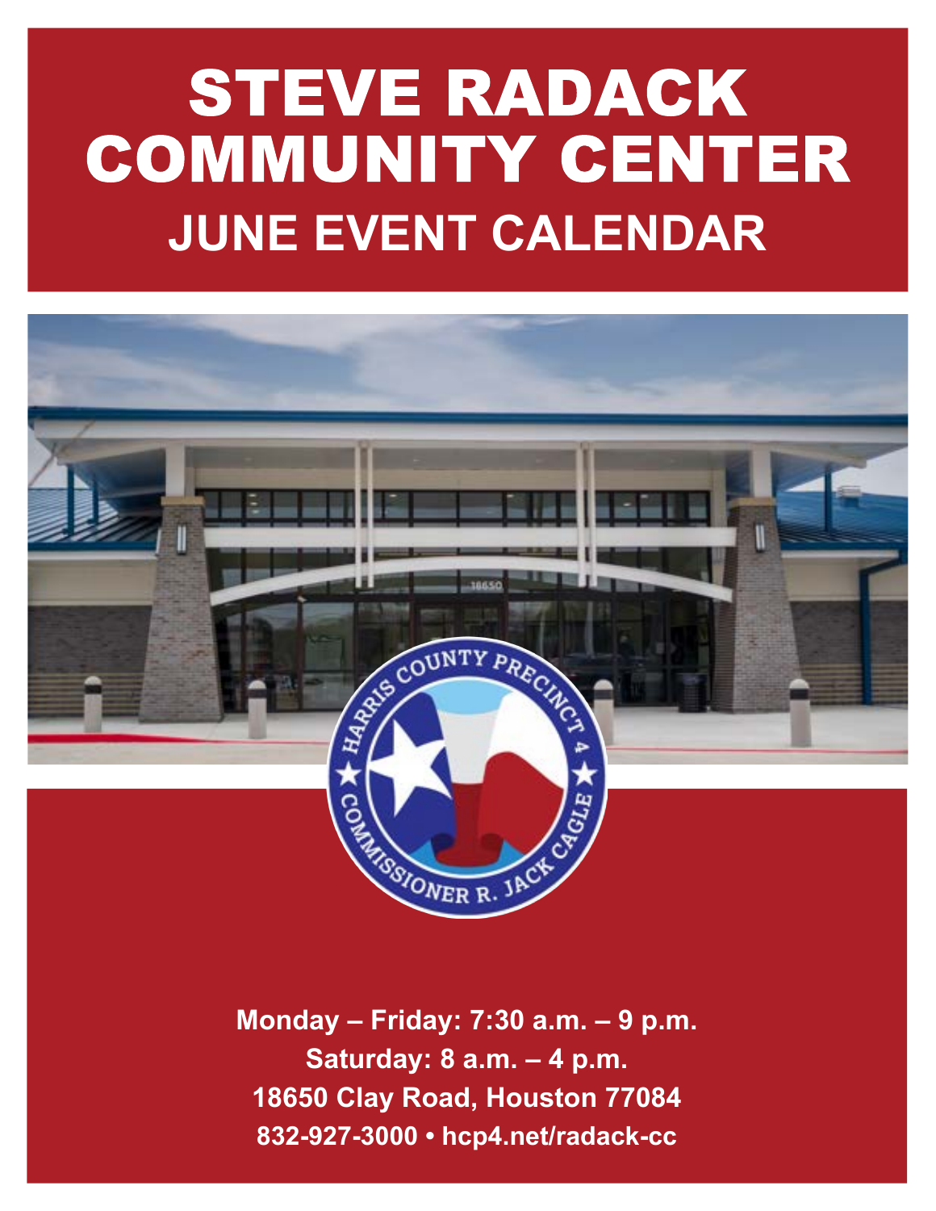# STEVE RADACK COMMUNITY CENTER

## JUNE EVENT CALENDAR

**Monday – Friday: 7:30 a.m. – 9 p.m.**

**Saturday: 8 a.m. – 4 p.m.**

**18650 Clay Road, Houston 77084**

**832-927-3000 • hcp4.net/radack-cc**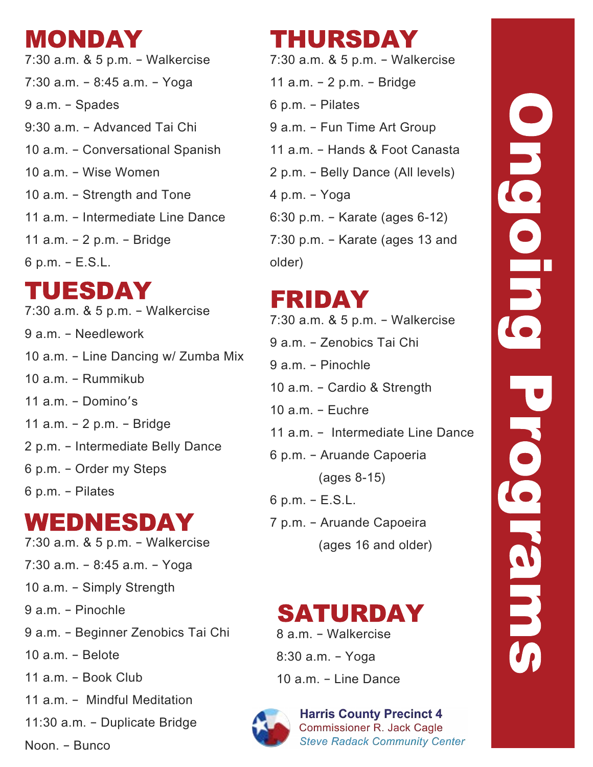# Ongoing Programs

## MONDAY

7:30 a.m. & 5 p.m. – Walkercise

7:30 a.m. – 8:45 a.m. – Yoga

9 a.m. – Spades

9:30 a.m. – Advanced Tai Chi

10 a.m. – Conversational Spanish

10 a.m. – Wise Women

10 a.m. – Strength and Tone

11 a.m. – Intermediate Line Dance

11 a.m. – 2 p.m. – Bridge

6 p.m. – E.S.L.

## TUESDAY

7:30 a.m. & 5 p.m. – Walkercise

9 a.m. – Needlework

10 a.m. – Line Dancing w/ Zumba Mix

10 a.m. – Rummikub

11 a.m. – Domino's

11 a.m. – 2 p.m. – Bridge

2 p.m. – Intermediate Belly Dance

6 p.m. – Order my Steps

6 p.m. – Pilates

## WEDNESDAY

7:30 a.m. & 5 p.m. – Walkercise

7:30 a.m. – 8:45 a.m. – Yoga

10 a.m. – Simply Strength

9 a.m. – Pinochle

9 a.m. – Beginner Zenobics Tai Chi

10 a.m. – Belote

11 a.m. – Book Club

11 a.m. – Mindful Meditation

11:30 a.m. – Duplicate Bridge

Noon. – Bunco

## THURSDAY

7:30 a.m. & 5 p.m. – Walkercise

11 a.m. – 2 p.m. – Bridge

6 p.m. – Pilates

9 a.m. – Fun Time Art Group

11 a.m. – Hands & Foot Canasta

2 p.m. – Belly Dance (All levels)

4 p.m. – Yoga

6:30 p.m. – Karate (ages 6-12)

7:30 p.m. – Karate (ages 13 and older)

## FRIDAY

7:30 a.m. & 5 p.m. – Walkercise

9 a.m. – Zenobics Tai Chi

9 a.m. – Pinochle

10 a.m. – Cardio & Strength

10 a.m. – Euchre

11 a.m. – Intermediate Line Dance

6 p.m. – Aruande Capoeria (ages 8-15)

6 p.m. – E.S.L.

7 p.m. – Aruande Capoeira (ages 16 and older)

## SATURDAY

8 a.m. – Walkercise

8:30 a.m. – Yoga

10 a.m. – Line Dance

**Harris County Precinct 4**
Commissioner R. Jack Cagle
*Steve Radack Community Center*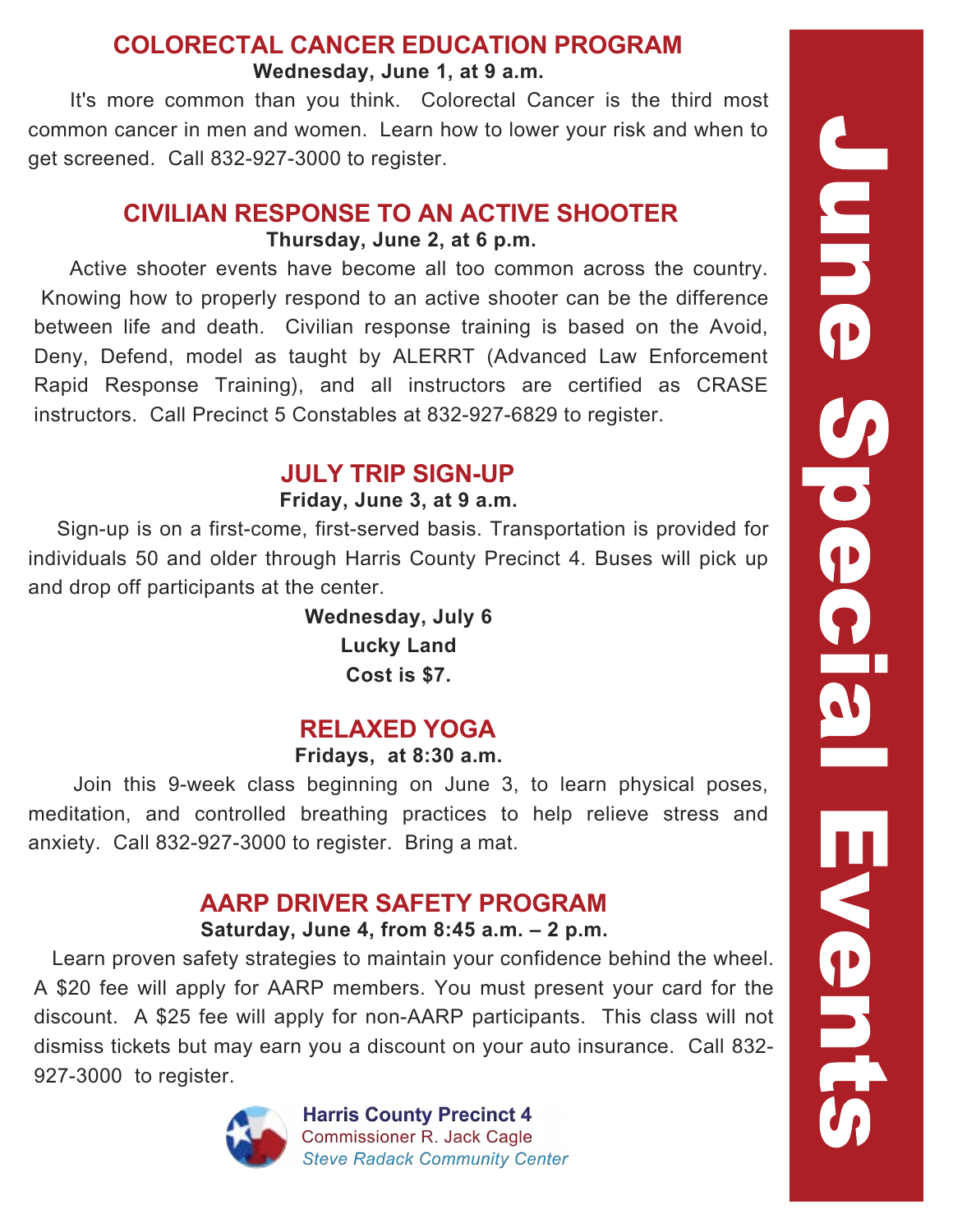# June Special Events

## COLORECTAL CANCER EDUCATION PROGRAM

**Wednesday, June 1, at 9 a.m.**

It's more common than you think. Colorectal Cancer is the third most common cancer in men and women. Learn how to lower your risk and when to get screened. Call 832-927-3000 to register.

## CIVILIAN RESPONSE TO AN ACTIVE SHOOTER

**Thursday, June 2, at 6 p.m.**

Active shooter events have become all too common across the country. Knowing how to properly respond to an active shooter can be the difference between life and death. Civilian response training is based on the Avoid, Deny, Defend, model as taught by ALERRT (Advanced Law Enforcement Rapid Response Training), and all instructors are certified as CRASE instructors. Call Precinct 5 Constables at 832-927-6829 to register.

## JULY TRIP SIGN-UP

**Friday, June 3, at 9 a.m.**

Sign-up is on a first-come, first-served basis. Transportation is provided for individuals 50 and older through Harris County Precinct 4. Buses will pick up and drop off participants at the center.

**Wednesday, July 6**
**Lucky Land**
**Cost is $7.**

## RELAXED YOGA

**Fridays, at 8:30 a.m.**

Join this 9-week class beginning on June 3, to learn physical poses, meditation, and controlled breathing practices to help relieve stress and anxiety. Call 832-927-3000 to register. Bring a mat.

## AARP DRIVER SAFETY PROGRAM

**Saturday, June 4, from 8:45 a.m. – 2 p.m.**

Learn proven safety strategies to maintain your confidence behind the wheel. A $20 fee will apply for AARP members. You must present your card for the discount. A $25 fee will apply for non-AARP participants. This class will not dismiss tickets but may earn you a discount on your auto insurance. Call 832-927-3000 to register.

**Harris County Precinct 4**
Commissioner R. Jack Cagle
*Steve Radack Community Center*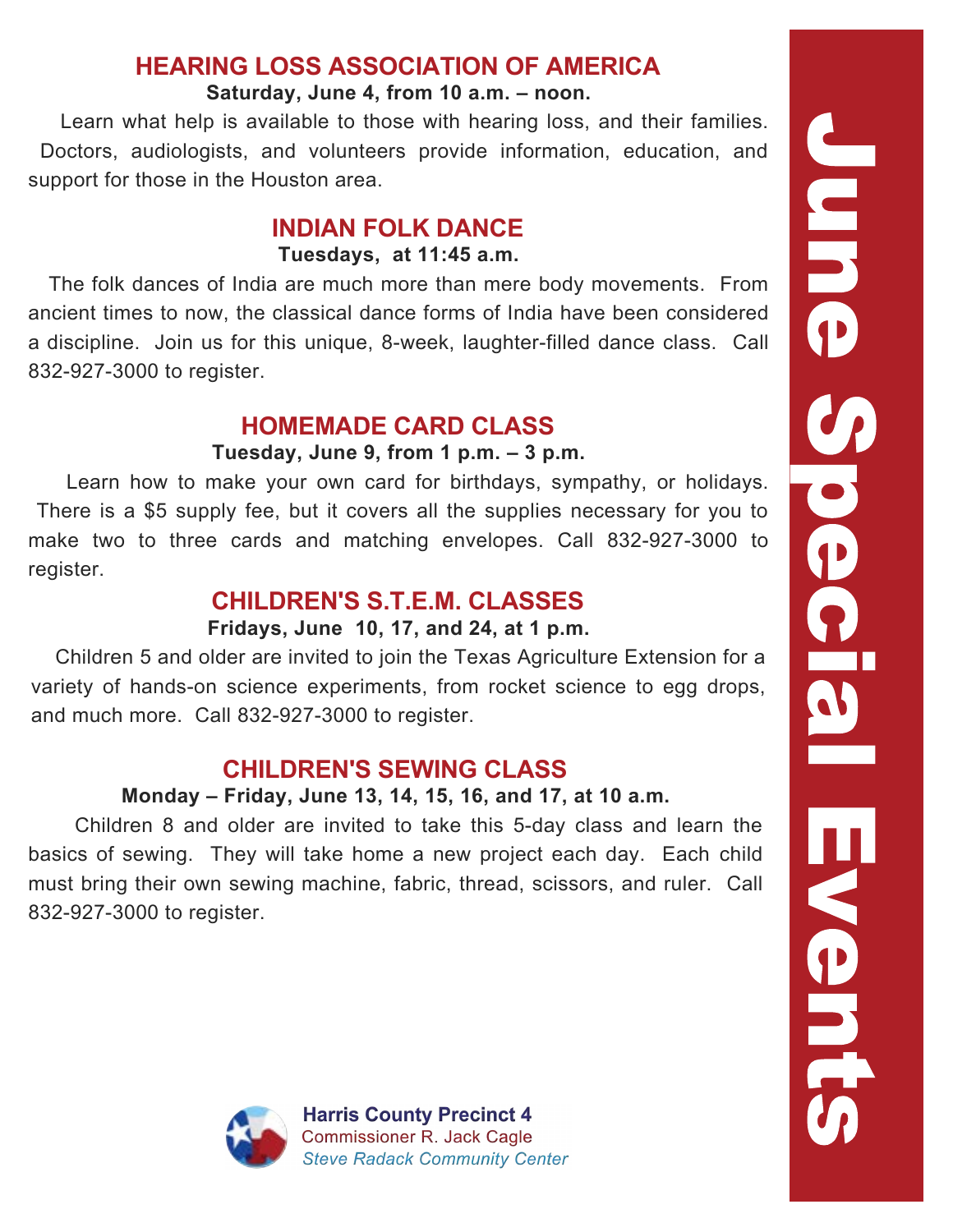# June Special Events

## HEARING LOSS ASSOCIATION OF AMERICA

**Saturday, June 4, from 10 a.m. – noon.**

Learn what help is available to those with hearing loss, and their families. Doctors, audiologists, and volunteers provide information, education, and support for those in the Houston area.

## INDIAN FOLK DANCE

**Tuesdays, at 11:45 a.m.**

The folk dances of India are much more than mere body movements. From ancient times to now, the classical dance forms of India have been considered a discipline. Join us for this unique, 8-week, laughter-filled dance class. Call 832-927-3000 to register.

## HOMEMADE CARD CLASS

**Tuesday, June 9, from 1 p.m. – 3 p.m.**

Learn how to make your own card for birthdays, sympathy, or holidays. There is a $5 supply fee, but it covers all the supplies necessary for you to make two to three cards and matching envelopes. Call 832-927-3000 to register.

## CHILDREN'S S.T.E.M. CLASSES

**Fridays, June 10, 17, and 24, at 1 p.m.**

Children 5 and older are invited to join the Texas Agriculture Extension for a variety of hands-on science experiments, from rocket science to egg drops, and much more. Call 832-927-3000 to register.

## CHILDREN'S SEWING CLASS

**Monday – Friday, June 13, 14, 15, 16, and 17, at 10 a.m.**

Children 8 and older are invited to take this 5-day class and learn the basics of sewing. They will take home a new project each day. Each child must bring their own sewing machine, fabric, thread, scissors, and ruler. Call 832-927-3000 to register.

**Harris County Precinct 4**
Commissioner R. Jack Cagle
*Steve Radack Community Center*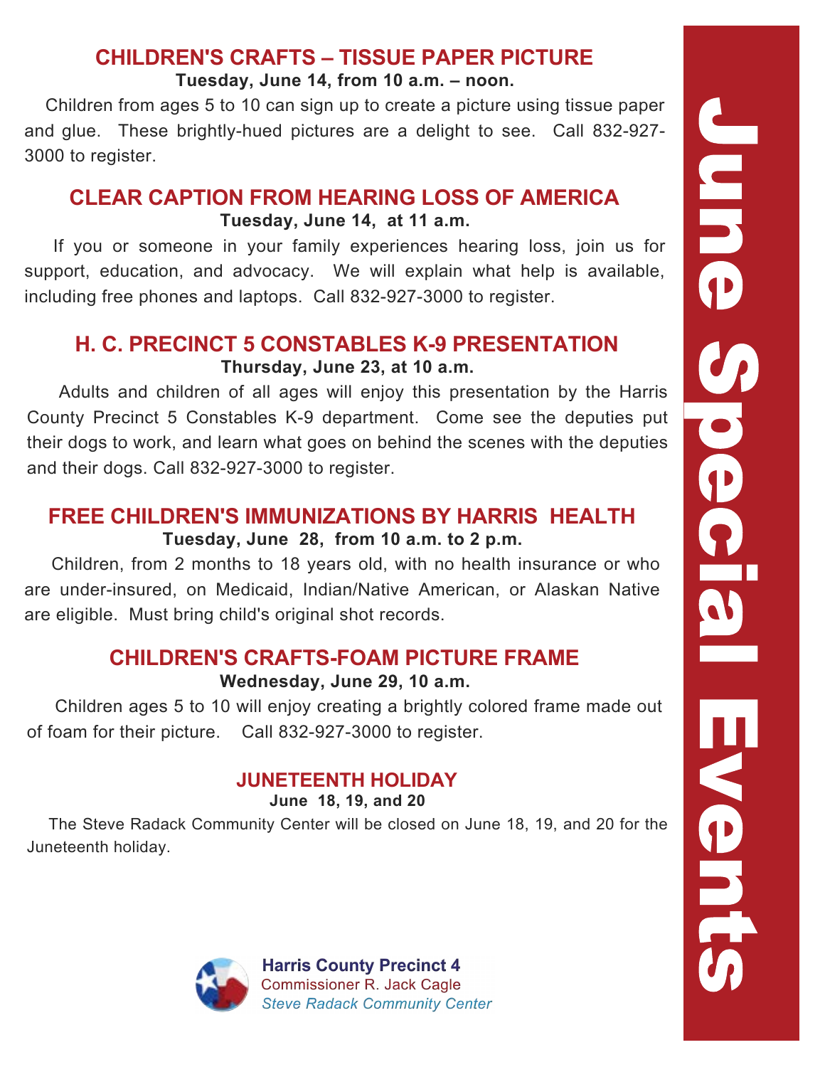# June Special Events

## CHILDREN'S CRAFTS – TISSUE PAPER PICTURE

**Tuesday, June 14, from 10 a.m. – noon.**

Children from ages 5 to 10 can sign up to create a picture using tissue paper and glue. These brightly-hued pictures are a delight to see. Call 832-927-3000 to register.

## CLEAR CAPTION FROM HEARING LOSS OF AMERICA

**Tuesday, June 14, at 11 a.m.**

If you or someone in your family experiences hearing loss, join us for support, education, and advocacy. We will explain what help is available, including free phones and laptops. Call 832-927-3000 to register.

## H. C. PRECINCT 5 CONSTABLES K-9 PRESENTATION

**Thursday, June 23, at 10 a.m.**

Adults and children of all ages will enjoy this presentation by the Harris County Precinct 5 Constables K-9 department. Come see the deputies put their dogs to work, and learn what goes on behind the scenes with the deputies and their dogs. Call 832-927-3000 to register.

## FREE CHILDREN'S IMMUNIZATIONS BY HARRIS HEALTH

**Tuesday, June 28, from 10 a.m. to 2 p.m.**

Children, from 2 months to 18 years old, with no health insurance or who are under-insured, on Medicaid, Indian/Native American, or Alaskan Native are eligible. Must bring child's original shot records.

## CHILDREN'S CRAFTS-FOAM PICTURE FRAME

**Wednesday, June 29, 10 a.m.**

Children ages 5 to 10 will enjoy creating a brightly colored frame made out of foam for their picture. Call 832-927-3000 to register.

## JUNETEENTH HOLIDAY

**June 18, 19, and 20**

The Steve Radack Community Center will be closed on June 18, 19, and 20 for the Juneteenth holiday.

**Harris County Precinct 4**
Commissioner R. Jack Cagle
*Steve Radack Community Center*